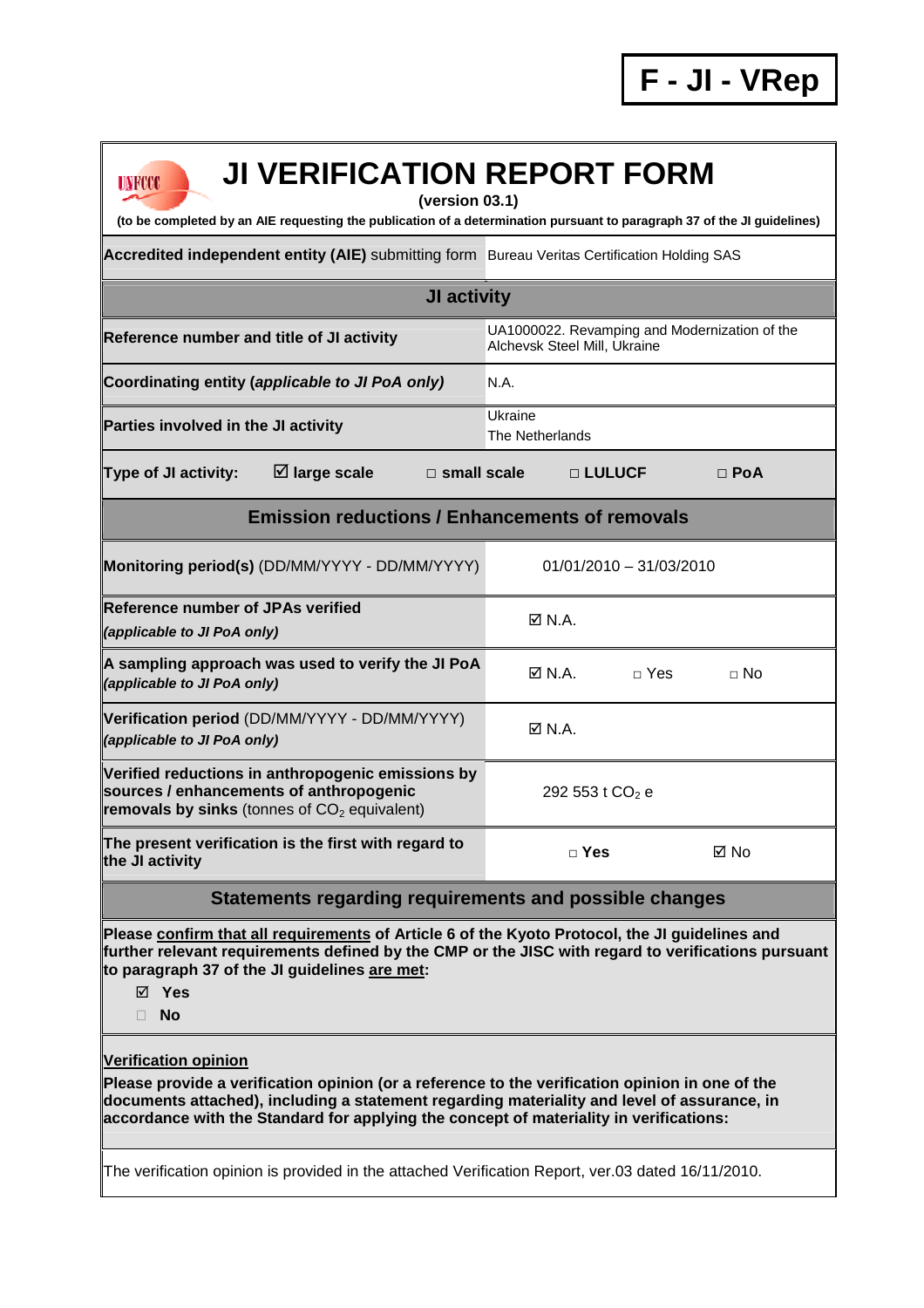**F - JI - VRep**

# JI VERIFICATION REPORT FORM

**(version 03.1)**

**(to be completed by an AIE requesting the publication of a determination pursuant to paragraph 37 of the JI guidelines)**

| **Accredited independent entity (AIE)** submitting form | Bureau Veritas Certification Holding SAS |
|---|---|

## JI activity

| | |
|---|---|
| **Reference number and title of JI activity** | UA1000022. Revamping and Modernization of the Alchevsk Steel Mill, Ukraine |
| **Coordinating entity (*applicable to JI PoA only*)** | N.A. |
| **Parties involved in the JI activity** | Ukraine<br>The Netherlands |

**Type of JI activity:** ☑ **large scale** □ **small scale** □ **LULUCF** □ **PoA**

## Emission reductions / Enhancements of removals

| | |
|---|---|
| **Monitoring period(s)** (DD/MM/YYYY - DD/MM/YYYY) | 01/01/2010 – 31/03/2010 |
| **Reference number of JPAs verified** *(applicable to JI PoA only)* | ☑ N.A. |
| **A sampling approach was used to verify the JI PoA** *(applicable to JI PoA only)* | ☑ N.A. □ Yes □ No |
| **Verification period** (DD/MM/YYYY - DD/MM/YYYY) *(applicable to JI PoA only)* | ☑ N.A. |
| **Verified reductions in anthropogenic emissions by sources / enhancements of anthropogenic removals by sinks** (tonnes of $CO_2$ equivalent) | 292 553 t $CO_2$ e |
| **The present verification is the first with regard to the JI activity** | □ **Yes** ☑ No |

## Statements regarding requirements and possible changes

**Please confirm that all requirements of Article 6 of the Kyoto Protocol, the JI guidelines and further relevant requirements defined by the CMP or the JISC with regard to verifications pursuant to paragraph 37 of the JI guidelines are met:**

☑ **Yes**

□ **No**

**Verification opinion**

**Please provide a verification opinion (or a reference to the verification opinion in one of the documents attached), including a statement regarding materiality and level of assurance, in accordance with the Standard for applying the concept of materiality in verifications:**

The verification opinion is provided in the attached Verification Report, ver.03 dated 16/11/2010.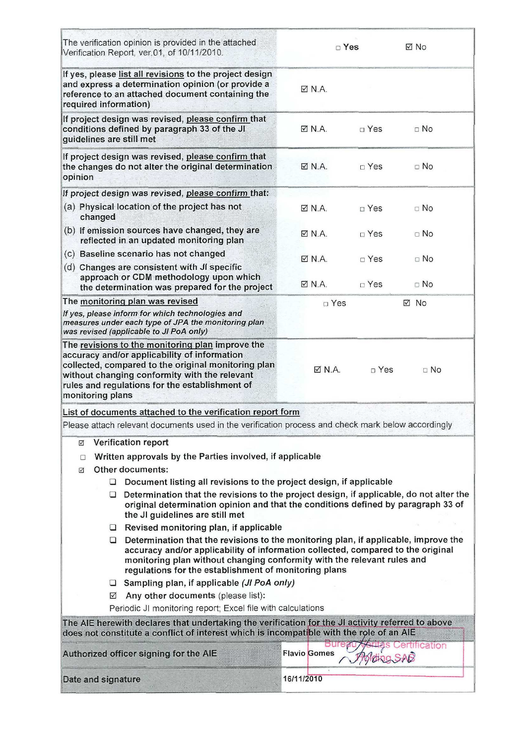| | | | |
|---|---|---|---|
| The verification opinion is provided in the attached Verification Report, ver.01, of 10/11/2010. | □ Yes | | ☑ No |
| If yes, please list all revisions to the project design and express a determination opinion (or provide a reference to an attached document containing the required information) | ☑ N.A. | | |
| If project design was revised, please confirm that conditions defined by paragraph 33 of the JI guidelines are still met | ☑ N.A. | □ Yes | □ No |
| If project design was revised, please confirm that the changes do not alter the original determination opinion | ☑ N.A. | □ Yes | □ No |
| If project design was revised, please confirm that: | | | |
| (a) Physical location of the project has not changed | ☑ N.A. | □ Yes | □ No |
| (b) If emission sources have changed, they are reflected in an updated monitoring plan | ☑ N.A. | □ Yes | □ No |
| (c) Baseline scenario has not changed | ☑ N.A. | □ Yes | □ No |
| (d) Changes are consistent with JI specific approach or CDM methodology upon which the determination was prepared for the project | ☑ N.A. | □ Yes | □ No |
| The monitoring plan was revised<br>*If yes, please inform for which technologies and measures under each type of JPA the monitoring plan was revised (applicable to JI PoA only)* | □ Yes | | ☑ No |
| The revisions to the monitoring plan improve the accuracy and/or applicability of information collected, compared to the original monitoring plan without changing conformity with the relevant rules and regulations for the establishment of monitoring plans | ☑ N.A. | □ Yes | □ No |

**List of documents attached to the verification report form**

Please attach relevant documents used in the verification process and check mark below accordingly

- ☑ **Verification report**
- □ **Written approvals by the Parties involved, if applicable**
- ☑ **Other documents:**
  - □ Document listing all revisions to the project design, if applicable
  - □ Determination that the revisions to the project design, if applicable, do not alter the original determination opinion and that the conditions defined by paragraph 33 of the JI guidelines are still met
  - □ Revised monitoring plan, if applicable
  - □ Determination that the revisions to the monitoring plan, if applicable, improve the accuracy and/or applicability of information collected, compared to the original monitoring plan without changing conformity with the relevant rules and regulations for the establishment of monitoring plans
  - □ Sampling plan, if applicable *(JI PoA only)*
  - ☑ Any other documents (please list):

Periodic JI monitoring report; Excel file with calculations

The AIE herewith declares that undertaking the verification for the JI activity referred to above does not constitute a conflict of interest which is incompatible with the role of an AIE

| | |
|---|---|
| Authorized officer signing for the AIE | Flavio Gomes — Bureau Veritas Certification Holding SAS |
| Date and signature | 16/11/2010 |